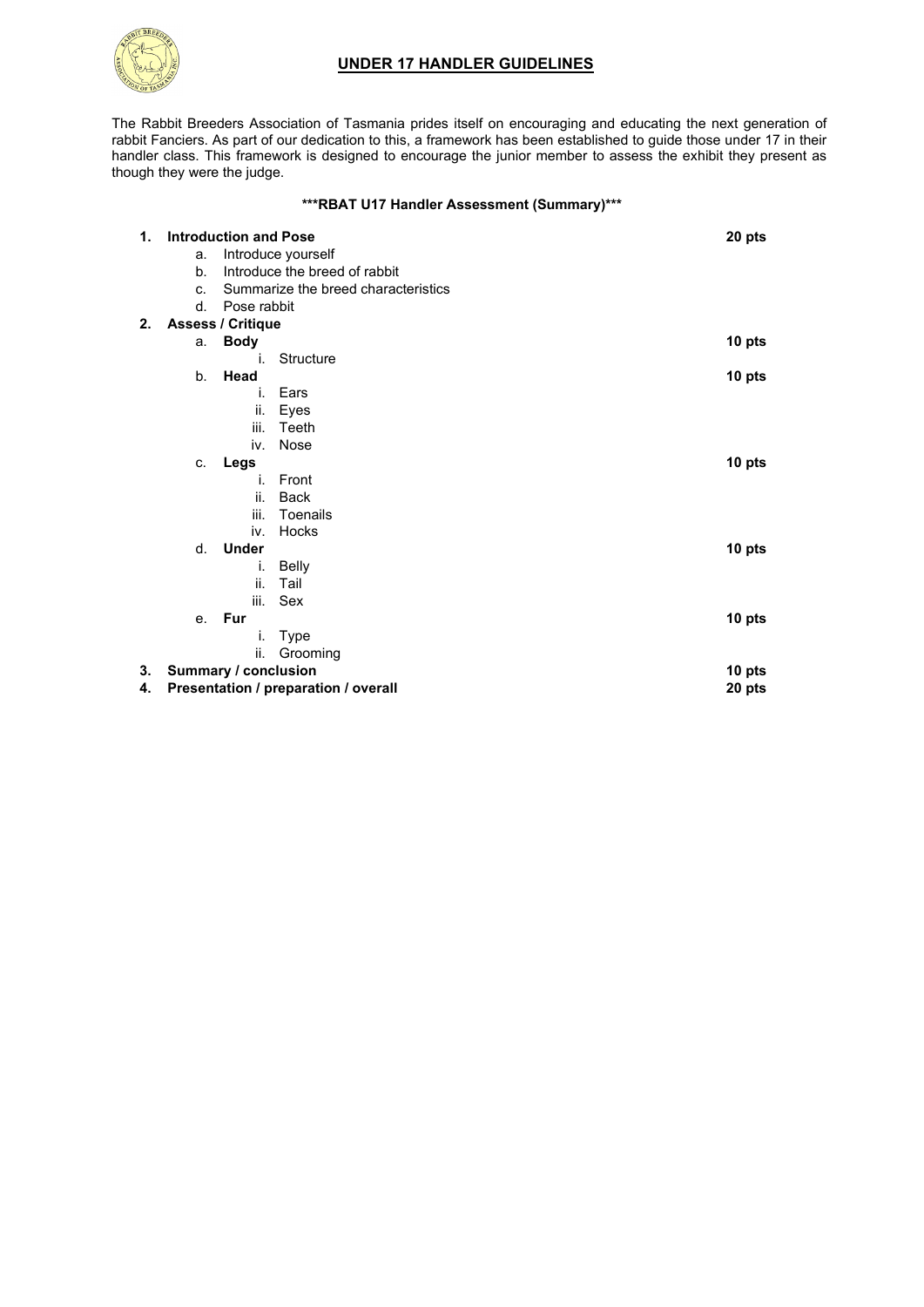# UNDER 17 HANDLER GUIDELINES

The Rabbit Breeders Association of Tasmania prides itself on encouraging and educating the next generation of rabbit Fanciers. As part of our dedication to this, a framework has been established to guide those under 17 in their handler class. This framework is designed to encourage the junior member to assess the exhibit they present as though they were the judge.

**\*\*\*RBAT U17 Handler Assessment (Summary)\*\*\***

1. **Introduction and Pose** — **20 pts**
   a. Introduce yourself
   b. Introduce the breed of rabbit
   c. Summarize the breed characteristics
   d. Pose rabbit
2. **Assess / Critique**
   a. **Body** — **10 pts**
      i. Structure
   b. **Head** — **10 pts**
      i. Ears
      ii. Eyes
      iii. Teeth
      iv. Nose
   c. **Legs** — **10 pts**
      i. Front
      ii. Back
      iii. Toenails
      iv. Hocks
   d. **Under** — **10 pts**
      i. Belly
      ii. Tail
      iii. Sex
   e. **Fur** — **10 pts**
      i. Type
      ii. Grooming
3. **Summary / conclusion** — **10 pts**
4. **Presentation / preparation / overall** — **20 pts**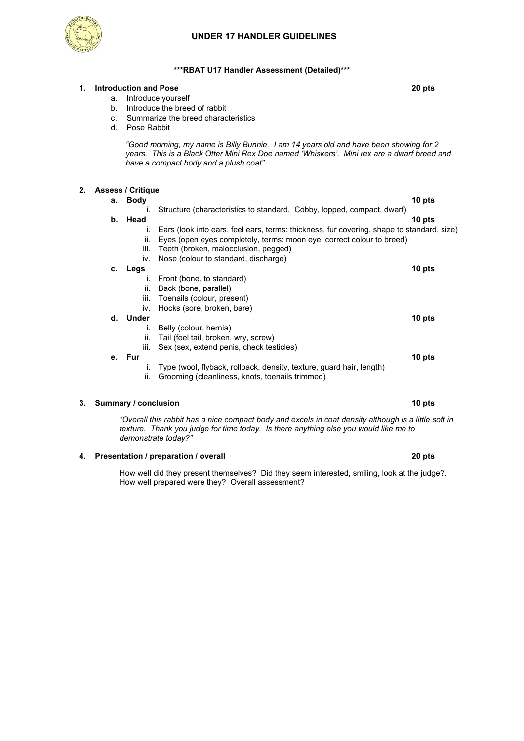## UNDER 17 HANDLER GUIDELINES

**\*\*\*RBAT U17 Handler Assessment (Detailed)\*\*\***

1. **Introduction and Pose** **20 pts**
   a. Introduce yourself
   b. Introduce the breed of rabbit
   c. Summarize the breed characteristics
   d. Pose Rabbit

   *"Good morning, my name is Billy Bunnie. I am 14 years old and have been showing for 2 years. This is a Black Otter Mini Rex Doe named 'Whiskers'. Mini rex are a dwarf breed and have a compact body and a plush coat"*

2. **Assess / Critique**
   a. **Body** **10 pts**
      i. Structure (characteristics to standard. Cobby, lopped, compact, dwarf)
   b. **Head** **10 pts**
      i. Ears (look into ears, feel ears, terms: thickness, fur covering, shape to standard, size)
      ii. Eyes (open eyes completely, terms: moon eye, correct colour to breed)
      iii. Teeth (broken, malocclusion, pegged)
      iv. Nose (colour to standard, discharge)
   c. **Legs** **10 pts**
      i. Front (bone, to standard)
      ii. Back (bone, parallel)
      iii. Toenails (colour, present)
      iv. Hocks (sore, broken, bare)
   d. **Under** **10 pts**
      i. Belly (colour, hernia)
      ii. Tail (feel tail, broken, wry, screw)
      iii. Sex (sex, extend penis, check testicles)
   e. **Fur** **10 pts**
      i. Type (wool, flyback, rollback, density, texture, guard hair, length)
      ii. Grooming (cleanliness, knots, toenails trimmed)

3. **Summary / conclusion** **10 pts**

   *"Overall this rabbit has a nice compact body and excels in coat density although is a little soft in texture. Thank you judge for time today. Is there anything else you would like me to demonstrate today?"*

4. **Presentation / preparation / overall** **20 pts**

   How well did they present themselves? Did they seem interested, smiling, look at the judge?. How well prepared were they? Overall assessment?